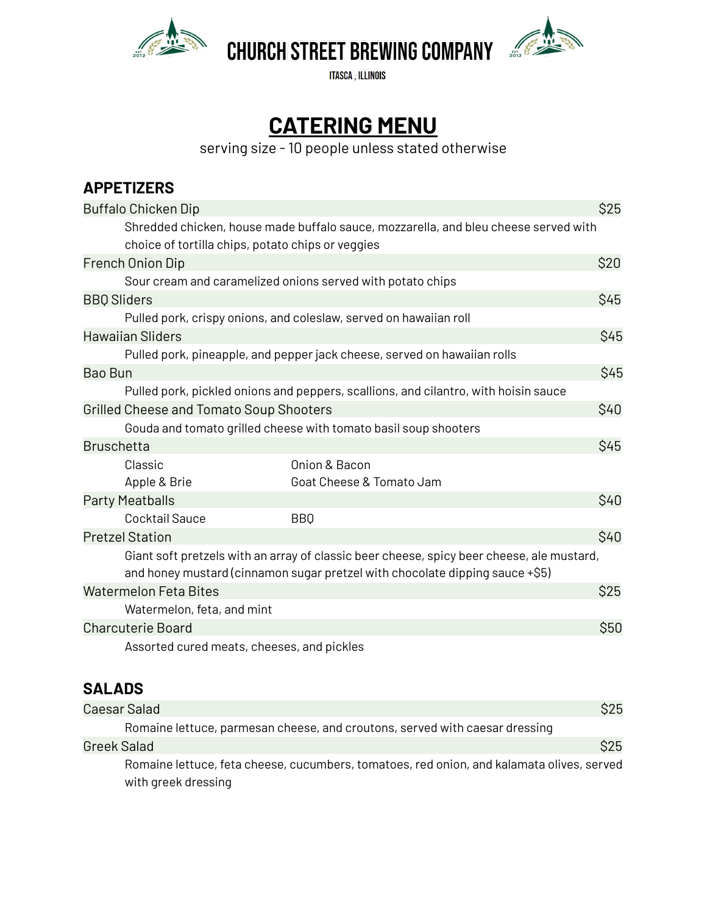# CHURCH STREET BREWING COMPANY

ITASCA , ILLINOIS

## CATERING MENU

serving size - 10 people unless stated otherwise

### APPETIZERS

**Buffalo Chicken Dip** — $25

Shredded chicken, house made buffalo sauce, mozzarella, and bleu cheese served with choice of tortilla chips, potato chips or veggies

**French Onion Dip** — $20

Sour cream and caramelized onions served with potato chips

**BBQ Sliders** — $45

Pulled pork, crispy onions, and coleslaw, served on hawaiian roll

**Hawaiian Sliders** — $45

Pulled pork, pineapple, and pepper jack cheese, served on hawaiian rolls

**Bao Bun** — $45

Pulled pork, pickled onions and peppers, scallions, and cilantro, with hoisin sauce

**Grilled Cheese and Tomato Soup Shooters** — $40

Gouda and tomato grilled cheese with tomato basil soup shooters

**Bruschetta** — $45

- Classic
- Onion & Bacon
- Apple & Brie
- Goat Cheese & Tomato Jam

**Party Meatballs** — $40

- Cocktail Sauce
- BBQ

**Pretzel Station** — $40

Giant soft pretzels with an array of classic beer cheese, spicy beer cheese, ale mustard, and honey mustard (cinnamon sugar pretzel with chocolate dipping sauce +$5)

**Watermelon Feta Bites** — $25

Watermelon, feta, and mint

**Charcuterie Board** — $50

Assorted cured meats, cheeses, and pickles

### SALADS

**Caesar Salad** — $25

Romaine lettuce, parmesan cheese, and croutons, served with caesar dressing

**Greek Salad** — $25

Romaine lettuce, feta cheese, cucumbers, tomatoes, red onion, and kalamata olives, served with greek dressing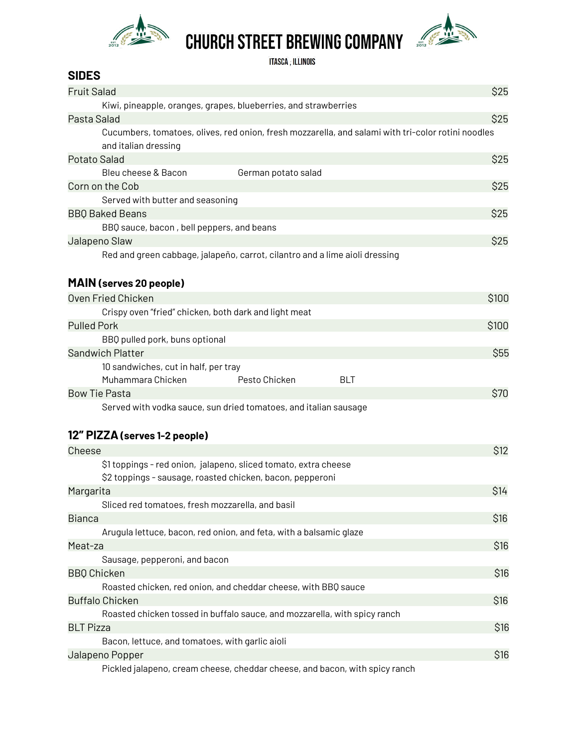# CHURCH STREET BREWING COMPANY

ITASCA , ILLINOIS

## SIDES

| | |
|---|---|
| Fruit Salad | $25 |
| Kiwi, pineapple, oranges, grapes, blueberries, and strawberries | |
| Pasta Salad | $25 |
| Cucumbers, tomatoes, olives, red onion, fresh mozzarella, and salami with tri-color rotini noodles and italian dressing | |
| Potato Salad | $25 |
| Bleu cheese & Bacon     German potato salad | |
| Corn on the Cob | $25 |
| Served with butter and seasoning | |
| BBQ Baked Beans | $25 |
| BBQ sauce, bacon , bell peppers, and beans | |
| Jalapeno Slaw | $25 |
| Red and green cabbage, jalapeño, carrot, cilantro and a lime aioli dressing | |

## MAIN (serves 20 people)

| | |
|---|---|
| Oven Fried Chicken | $100 |
| Crispy oven "fried" chicken, both dark and light meat | |
| Pulled Pork | $100 |
| BBQ pulled pork, buns optional | |
| Sandwich Platter | $55 |
| 10 sandwiches, cut in half, per tray | |
| Muhammara Chicken     Pesto Chicken     BLT | |
| Bow Tie Pasta | $70 |
| Served with vodka sauce, sun dried tomatoes, and italian sausage | |

## 12" PIZZA (serves 1-2 people)

| | |
|---|---|
| Cheese | $12 |
| $1 toppings - red onion, jalapeno, sliced tomato, extra cheese<br>$2 toppings - sausage, roasted chicken, bacon, pepperoni | |
| Margarita | $14 |
| Sliced red tomatoes, fresh mozzarella, and basil | |
| Bianca | $16 |
| Arugula lettuce, bacon, red onion, and feta, with a balsamic glaze | |
| Meat-za | $16 |
| Sausage, pepperoni, and bacon | |
| BBQ Chicken | $16 |
| Roasted chicken, red onion, and cheddar cheese, with BBQ sauce | |
| Buffalo Chicken | $16 |
| Roasted chicken tossed in buffalo sauce, and mozzarella, with spicy ranch | |
| BLT Pizza | $16 |
| Bacon, lettuce, and tomatoes, with garlic aioli | |
| Jalapeno Popper | $16 |
| Pickled jalapeno, cream cheese, cheddar cheese, and bacon, with spicy ranch | |